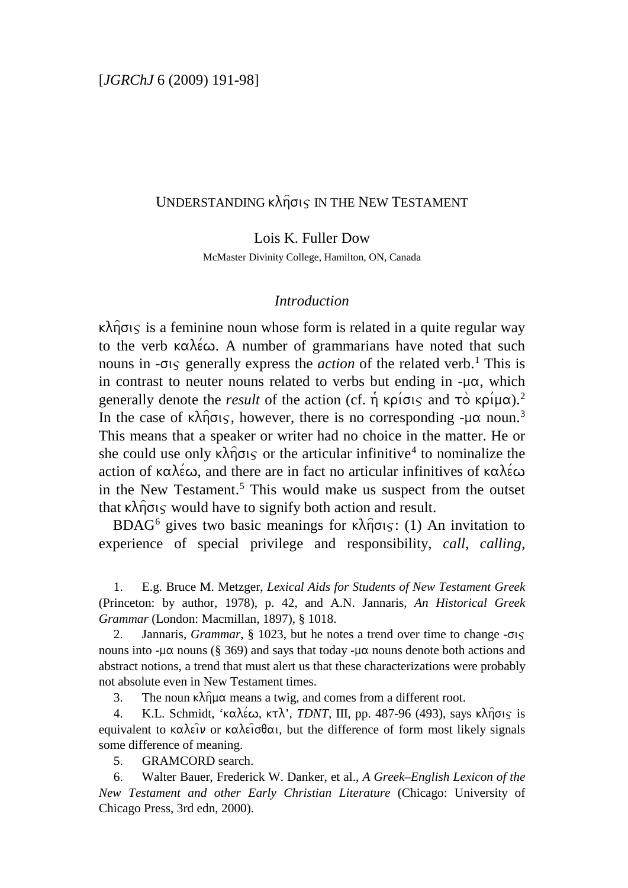# UNDERSTANDING κλῆσις IN THE NEW TESTAMENT

Lois K. Fuller Dow

McMaster Divinity College, Hamilton, ON, Canada

## *Introduction*

κλῆσις is a feminine noun whose form is related in a quite regular way to the verb καλέω. A number of grammarians have noted that such nouns in -σις generally express the *action* of the related verb.[1] This is in contrast to neuter nouns related to verbs but ending in -μα, which generally denote the *result* of the action (cf. ἡ κρίσις and τὸ κρίμα).[2] In the case of κλῆσις, however, there is no corresponding -μα noun.[3] This means that a speaker or writer had no choice in the matter. He or she could use only κλῆσις or the articular infinitive[4] to nominalize the action of καλέω, and there are in fact no articular infinitives of καλέω in the New Testament.[5] This would make us suspect from the outset that κλῆσις would have to signify both action and result.

BDAG[6] gives two basic meanings for κλῆσις: (1) An invitation to experience of special privilege and responsibility, *call*, *calling*,

1. E.g. Bruce M. Metzger, *Lexical Aids for Students of New Testament Greek* (Princeton: by author, 1978), p. 42, and A.N. Jannaris, *An Historical Greek Grammar* (London: Macmillan, 1897), § 1018.

2. Jannaris, *Grammar*, § 1023, but he notes a trend over time to change -σις nouns into -μα nouns (§ 369) and says that today -μα nouns denote both actions and abstract notions, a trend that must alert us that these characterizations were probably not absolute even in New Testament times.

3. The noun κλῆμα means a twig, and comes from a different root.

4. K.L. Schmidt, 'καλέω, κτλ', *TDNT*, III, pp. 487-96 (493), says κλῆσις is equivalent to καλεῖν or καλεῖσθαι, but the difference of form most likely signals some difference of meaning.

5. GRAMCORD search.

6. Walter Bauer, Frederick W. Danker, et al., *A Greek–English Lexicon of the New Testament and other Early Christian Literature* (Chicago: University of Chicago Press, 3rd edn, 2000).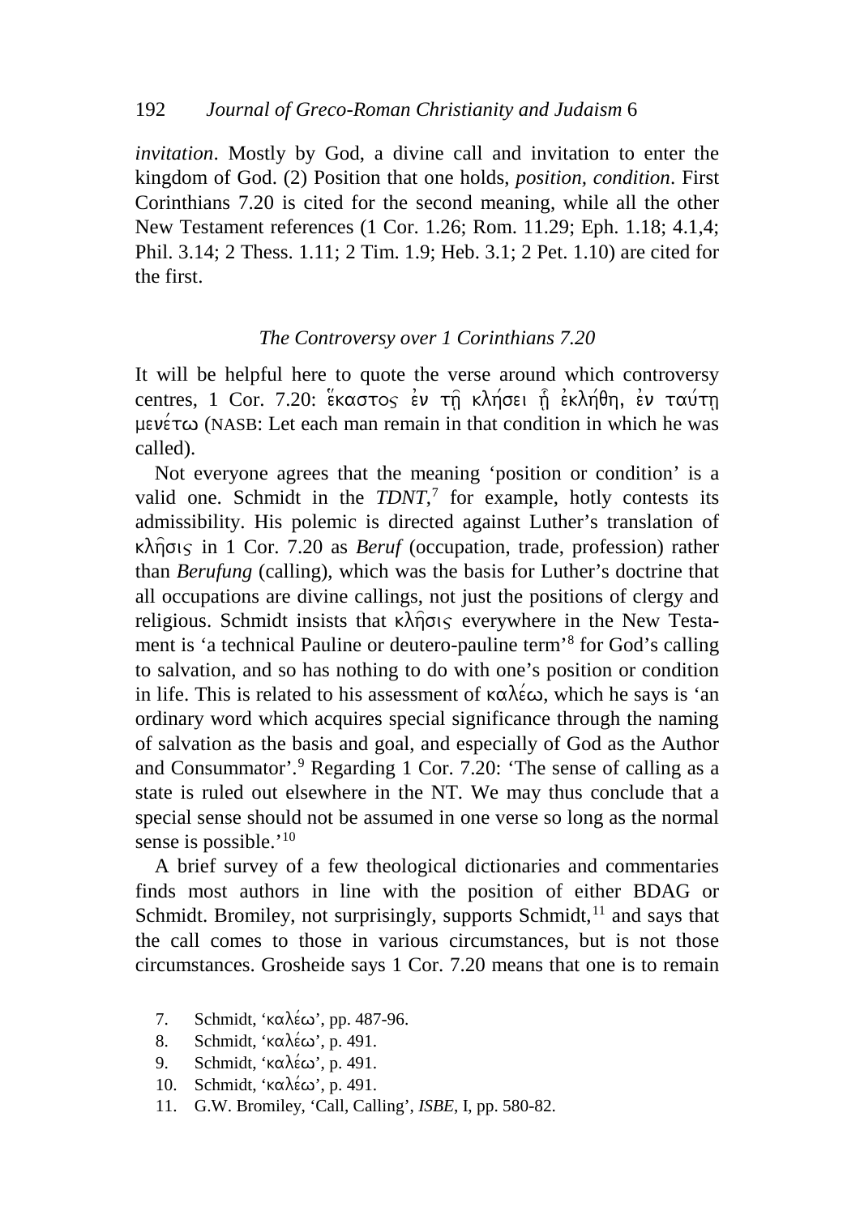*invitation*. Mostly by God, a divine call and invitation to enter the kingdom of God. (2) Position that one holds, *position, condition*. First Corinthians 7.20 is cited for the second meaning, while all the other New Testament references (1 Cor. 1.26; Rom. 11.29; Eph. 1.18; 4.1,4; Phil. 3.14; 2 Thess. 1.11; 2 Tim. 1.9; Heb. 3.1; 2 Pet. 1.10) are cited for the first.

### *The Controversy over 1 Corinthians 7.20*

It will be helpful here to quote the verse around which controversy centres, 1 Cor. 7.20: ἕκαστος ἐν τῇ κλήσει ᾗ ἐκλήθη, ἐν ταύτῃ μενέτω (NASB: Let each man remain in that condition in which he was called).

Not everyone agrees that the meaning 'position or condition' is a valid one. Schmidt in the *TDNT*,[7] for example, hotly contests its admissibility. His polemic is directed against Luther's translation of κλῆσις in 1 Cor. 7.20 as *Beruf* (occupation, trade, profession) rather than *Berufung* (calling), which was the basis for Luther's doctrine that all occupations are divine callings, not just the positions of clergy and religious. Schmidt insists that κλῆσις everywhere in the New Testament is 'a technical Pauline or deutero-pauline term'[8] for God's calling to salvation, and so has nothing to do with one's position or condition in life. This is related to his assessment of καλέω, which he says is 'an ordinary word which acquires special significance through the naming of salvation as the basis and goal, and especially of God as the Author and Consummator'.[9] Regarding 1 Cor. 7.20: 'The sense of calling as a state is ruled out elsewhere in the NT. We may thus conclude that a special sense should not be assumed in one verse so long as the normal sense is possible.'[10]

A brief survey of a few theological dictionaries and commentaries finds most authors in line with the position of either BDAG or Schmidt. Bromiley, not surprisingly, supports Schmidt,[11] and says that the call comes to those in various circumstances, but is not those circumstances. Grosheide says 1 Cor. 7.20 means that one is to remain

7. Schmidt, 'καλέω', pp. 487-96.
8. Schmidt, 'καλέω', p. 491.
9. Schmidt, 'καλέω', p. 491.
10. Schmidt, 'καλέω', p. 491.
11. G.W. Bromiley, 'Call, Calling', *ISBE*, I, pp. 580-82.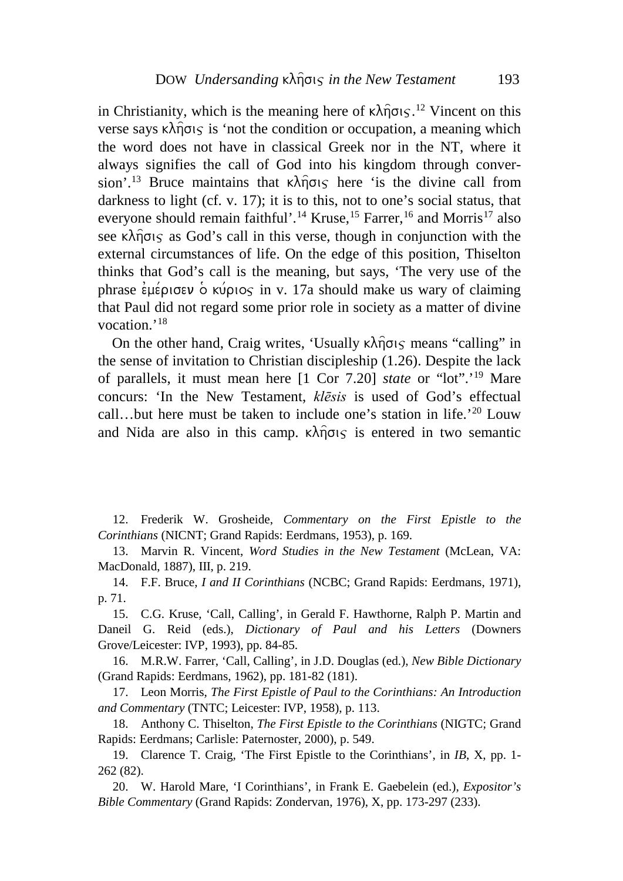in Christianity, which is the meaning here of κλῆσις.[12] Vincent on this verse says κλῆσις is 'not the condition or occupation, a meaning which the word does not have in classical Greek nor in the NT, where it always signifies the call of God into his kingdom through conversion'.[13] Bruce maintains that κλῆσις here 'is the divine call from darkness to light (cf. v. 17); it is to this, not to one's social status, that everyone should remain faithful'.[14] Kruse,[15] Farrer,[16] and Morris[17] also see κλῆσις as God's call in this verse, though in conjunction with the external circumstances of life. On the edge of this position, Thiselton thinks that God's call is the meaning, but says, 'The very use of the phrase ἐμέρισεν ὁ κύριος in v. 17a should make us wary of claiming that Paul did not regard some prior role in society as a matter of divine vocation.'[18]

On the other hand, Craig writes, 'Usually κλῆσις means "calling" in the sense of invitation to Christian discipleship (1.26). Despite the lack of parallels, it must mean here [1 Cor 7.20] *state* or "lot".'[19] Mare concurs: 'In the New Testament, *klēsis* is used of God's effectual call…but here must be taken to include one's station in life.'[20] Louw and Nida are also in this camp. κλῆσις is entered in two semantic

12. Frederik W. Grosheide, *Commentary on the First Epistle to the Corinthians* (NICNT; Grand Rapids: Eerdmans, 1953), p. 169.

13. Marvin R. Vincent, *Word Studies in the New Testament* (McLean, VA: MacDonald, 1887), III, p. 219.

14. F.F. Bruce, *I and II Corinthians* (NCBC; Grand Rapids: Eerdmans, 1971), p. 71.

15. C.G. Kruse, 'Call, Calling', in Gerald F. Hawthorne, Ralph P. Martin and Daneil G. Reid (eds.), *Dictionary of Paul and his Letters* (Downers Grove/Leicester: IVP, 1993), pp. 84-85.

16. M.R.W. Farrer, 'Call, Calling', in J.D. Douglas (ed.), *New Bible Dictionary* (Grand Rapids: Eerdmans, 1962), pp. 181-82 (181).

17. Leon Morris, *The First Epistle of Paul to the Corinthians: An Introduction and Commentary* (TNTC; Leicester: IVP, 1958), p. 113.

18. Anthony C. Thiselton, *The First Epistle to the Corinthians* (NIGTC; Grand Rapids: Eerdmans; Carlisle: Paternoster, 2000), p. 549.

19. Clarence T. Craig, 'The First Epistle to the Corinthians', in *IB*, X, pp. 1-262 (82).

20. W. Harold Mare, 'I Corinthians', in Frank E. Gaebelein (ed.), *Expositor's Bible Commentary* (Grand Rapids: Zondervan, 1976), X, pp. 173-297 (233).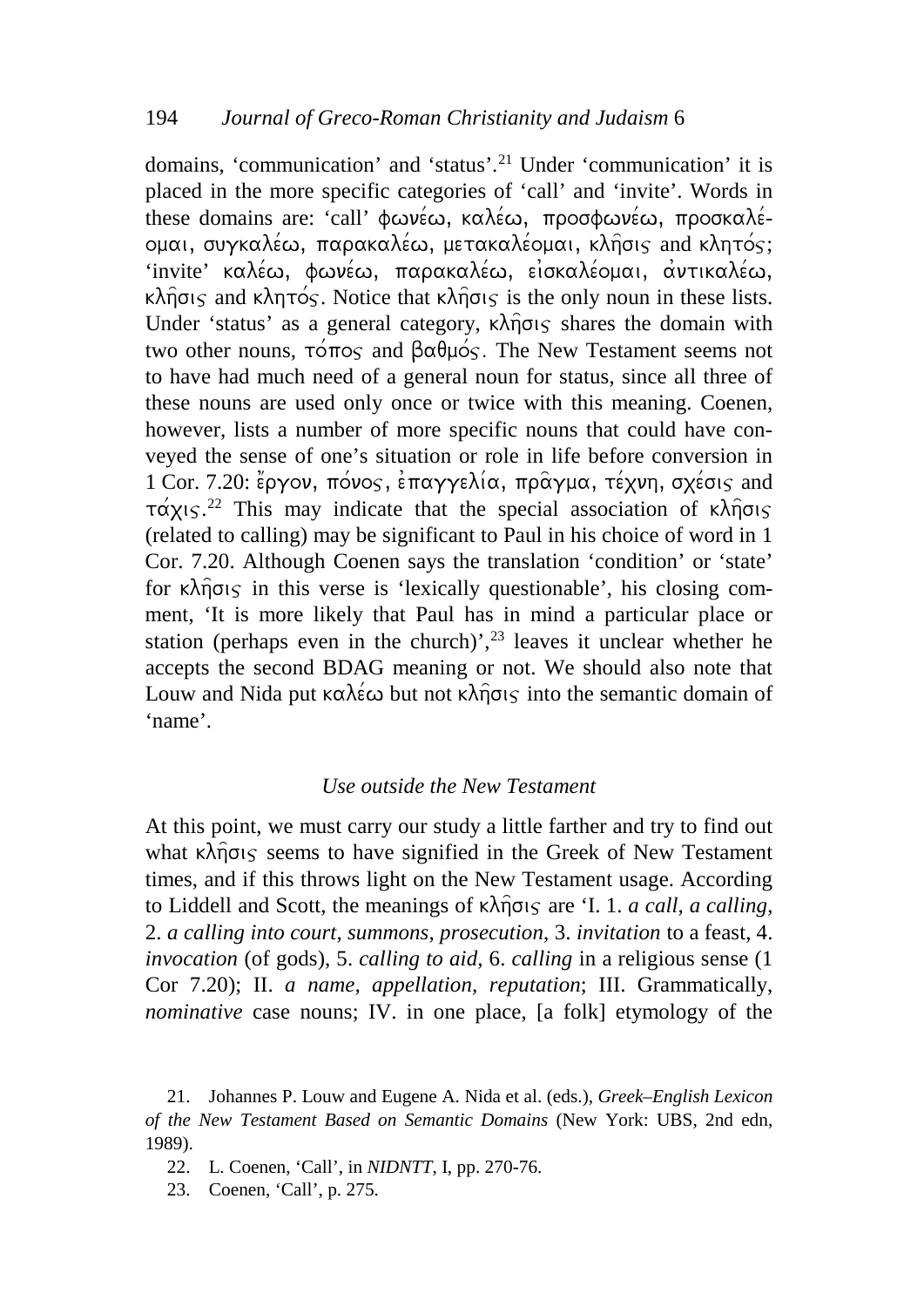domains, 'communication' and 'status'.[21] Under 'communication' it is placed in the more specific categories of 'call' and 'invite'. Words in these domains are: 'call' φωνέω, καλέω, προσφωνέω, προσκαλέομαι, συγκαλέω, παρακαλέω, μετακαλέομαι, κλῆσις and κλητός; 'invite' καλέω, φωνέω, παρακαλέω, εἰσκαλέομαι, ἀντικαλέω, κλῆσις and κλητός. Notice that κλῆσις is the only noun in these lists. Under 'status' as a general category, κλῆσις shares the domain with two other nouns, τόπος and βαθμός. The New Testament seems not to have had much need of a general noun for status, since all three of these nouns are used only once or twice with this meaning. Coenen, however, lists a number of more specific nouns that could have conveyed the sense of one's situation or role in life before conversion in 1 Cor. 7.20: ἔργον, πόνος, ἐπαγγελία, πρᾶγμα, τέχνη, σχέσις and τάχις.[22] This may indicate that the special association of κλῆσις (related to calling) may be significant to Paul in his choice of word in 1 Cor. 7.20. Although Coenen says the translation 'condition' or 'state' for κλῆσις in this verse is 'lexically questionable', his closing comment, 'It is more likely that Paul has in mind a particular place or station (perhaps even in the church)',[23] leaves it unclear whether he accepts the second BDAG meaning or not. We should also note that Louw and Nida put καλέω but not κλῆσις into the semantic domain of 'name'.

### *Use outside the New Testament*

At this point, we must carry our study a little farther and try to find out what κλῆσις seems to have signified in the Greek of New Testament times, and if this throws light on the New Testament usage. According to Liddell and Scott, the meanings of κλῆσις are 'I. 1. *a call, a calling*, 2. *a calling into court, summons, prosecution*, 3. *invitation* to a feast, 4. *invocation* (of gods), 5. *calling to aid*, 6. *calling* in a religious sense (1 Cor 7.20); II. *a name, appellation, reputation*; III. Grammatically, *nominative* case nouns; IV. in one place, [a folk] etymology of the

21. Johannes P. Louw and Eugene A. Nida et al. (eds.), *Greek–English Lexicon of the New Testament Based on Semantic Domains* (New York: UBS, 2nd edn, 1989).

22. L. Coenen, 'Call', in *NIDNTT*, I, pp. 270-76.

23. Coenen, 'Call', p. 275.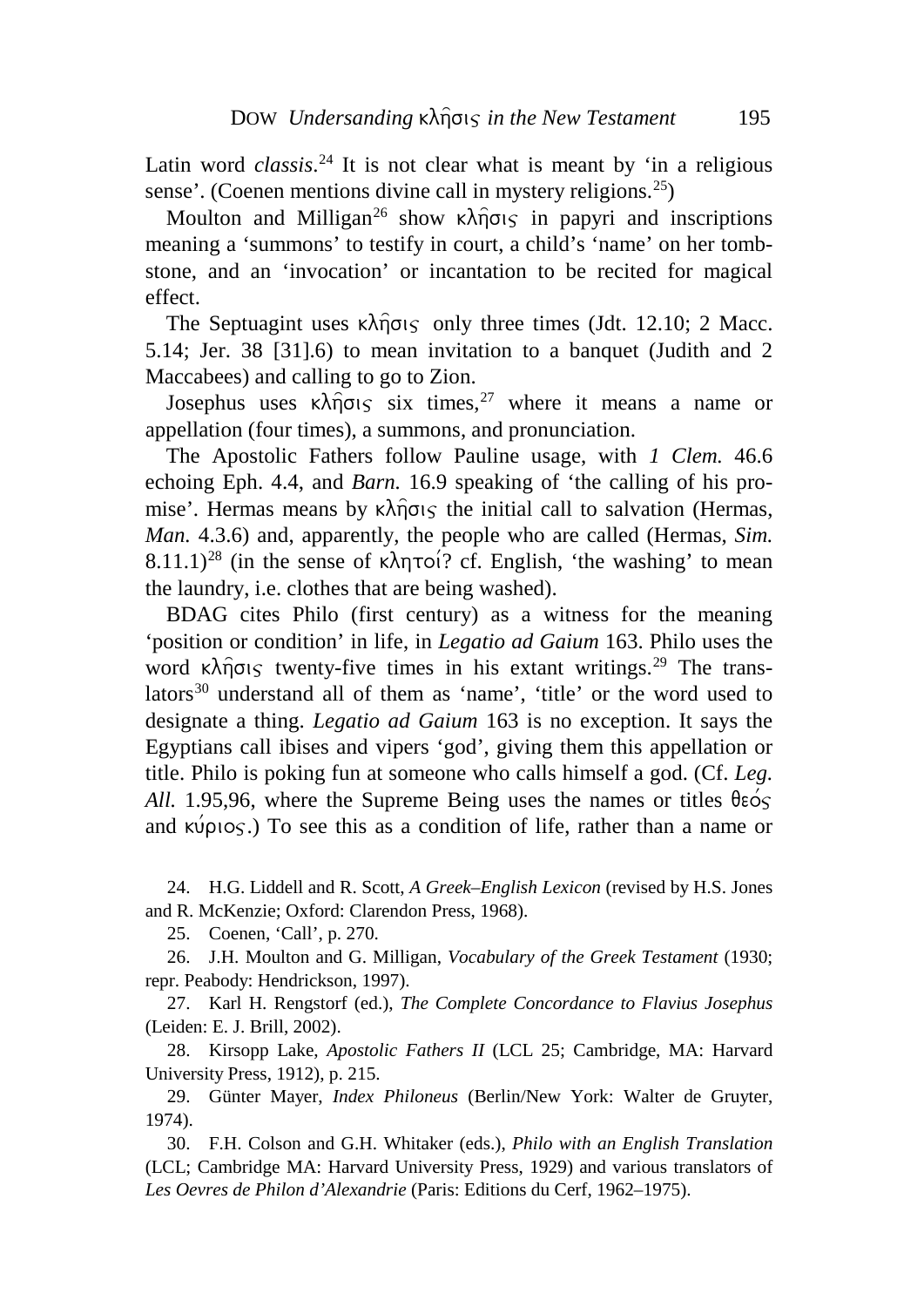Latin word *classis*.[24] It is not clear what is meant by 'in a religious sense'. (Coenen mentions divine call in mystery religions.[25])

Moulton and Milligan[26] show κλῆσις in papyri and inscriptions meaning a 'summons' to testify in court, a child's 'name' on her tombstone, and an 'invocation' or incantation to be recited for magical effect.

The Septuagint uses κλῆσις only three times (Jdt. 12.10; 2 Macc. 5.14; Jer. 38 [31].6) to mean invitation to a banquet (Judith and 2 Maccabees) and calling to go to Zion.

Josephus uses κλῆσις six times,[27] where it means a name or appellation (four times), a summons, and pronunciation.

The Apostolic Fathers follow Pauline usage, with *1 Clem.* 46.6 echoing Eph. 4.4, and *Barn.* 16.9 speaking of 'the calling of his promise'. Hermas means by κλῆσις the initial call to salvation (Hermas, *Man.* 4.3.6) and, apparently, the people who are called (Hermas, *Sim.* 8.11.1)[28] (in the sense of κλητοί? cf. English, 'the washing' to mean the laundry, i.e. clothes that are being washed).

BDAG cites Philo (first century) as a witness for the meaning 'position or condition' in life, in *Legatio ad Gaium* 163. Philo uses the word κλῆσις twenty-five times in his extant writings.[29] The translators[30] understand all of them as 'name', 'title' or the word used to designate a thing. *Legatio ad Gaium* 163 is no exception. It says the Egyptians call ibises and vipers 'god', giving them this appellation or title. Philo is poking fun at someone who calls himself a god. (Cf. *Leg. All.* 1.95,96, where the Supreme Being uses the names or titles θεός and κύριος.) To see this as a condition of life, rather than a name or

24. H.G. Liddell and R. Scott, *A Greek–English Lexicon* (revised by H.S. Jones and R. McKenzie; Oxford: Clarendon Press, 1968).

25. Coenen, 'Call', p. 270.

26. J.H. Moulton and G. Milligan, *Vocabulary of the Greek Testament* (1930; repr. Peabody: Hendrickson, 1997).

27. Karl H. Rengstorf (ed.), *The Complete Concordance to Flavius Josephus* (Leiden: E. J. Brill, 2002).

28. Kirsopp Lake, *Apostolic Fathers II* (LCL 25; Cambridge, MA: Harvard University Press, 1912), p. 215.

29. Günter Mayer, *Index Philoneus* (Berlin/New York: Walter de Gruyter, 1974).

30. F.H. Colson and G.H. Whitaker (eds.), *Philo with an English Translation* (LCL; Cambridge MA: Harvard University Press, 1929) and various translators of *Les Oevres de Philon d'Alexandrie* (Paris: Editions du Cerf, 1962–1975).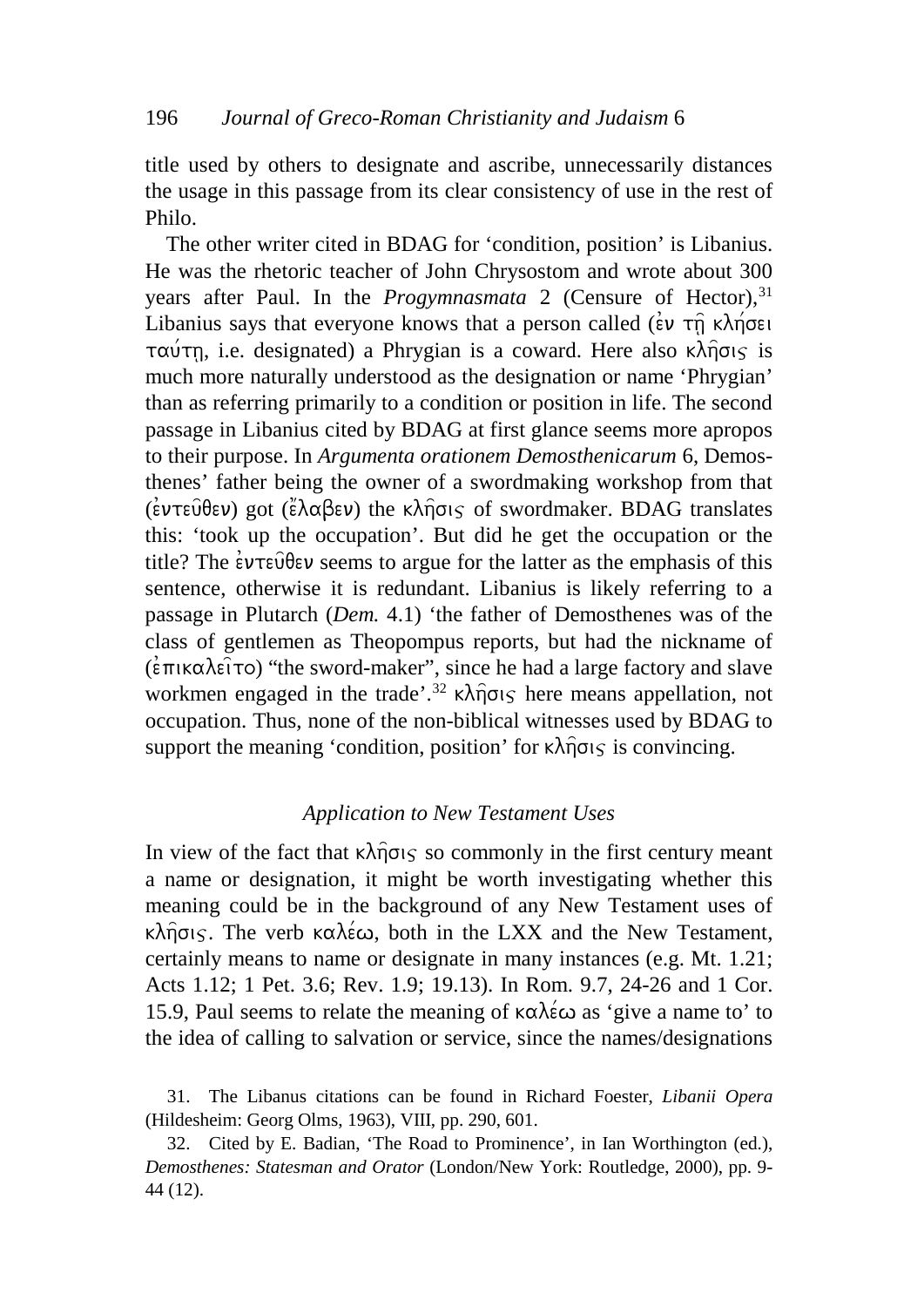title used by others to designate and ascribe, unnecessarily distances the usage in this passage from its clear consistency of use in the rest of Philo.

The other writer cited in BDAG for 'condition, position' is Libanius. He was the rhetoric teacher of John Chrysostom and wrote about 300 years after Paul. In the *Progymnasmata* 2 (Censure of Hector),[31] Libanius says that everyone knows that a person called (ἐν τῇ κλήσει ταύτῃ, i.e. designated) a Phrygian is a coward. Here also κλῆσις is much more naturally understood as the designation or name 'Phrygian' than as referring primarily to a condition or position in life. The second passage in Libanius cited by BDAG at first glance seems more apropos to their purpose. In *Argumenta orationem Demosthenicarum* 6, Demosthenes' father being the owner of a swordmaking workshop from that (ἐντεῦθεν) got (ἔλαβεν) the κλῆσις of swordmaker. BDAG translates this: 'took up the occupation'. But did he get the occupation or the title? The ἐντεῦθεν seems to argue for the latter as the emphasis of this sentence, otherwise it is redundant. Libanius is likely referring to a passage in Plutarch (*Dem.* 4.1) 'the father of Demosthenes was of the class of gentlemen as Theopompus reports, but had the nickname of (ἐπικαλεῖτο) "the sword-maker", since he had a large factory and slave workmen engaged in the trade'.[32] κλῆσις here means appellation, not occupation. Thus, none of the non-biblical witnesses used by BDAG to support the meaning 'condition, position' for κλῆσις is convincing.

### *Application to New Testament Uses*

In view of the fact that κλῆσις so commonly in the first century meant a name or designation, it might be worth investigating whether this meaning could be in the background of any New Testament uses of κλῆσις. The verb καλέω, both in the LXX and the New Testament, certainly means to name or designate in many instances (e.g. Mt. 1.21; Acts 1.12; 1 Pet. 3.6; Rev. 1.9; 19.13). In Rom. 9.7, 24-26 and 1 Cor. 15.9, Paul seems to relate the meaning of καλέω as 'give a name to' to the idea of calling to salvation or service, since the names/designations

31. The Libanus citations can be found in Richard Foester, *Libanii Opera* (Hildesheim: Georg Olms, 1963), VIII, pp. 290, 601.

32. Cited by E. Badian, 'The Road to Prominence', in Ian Worthington (ed.), *Demosthenes: Statesman and Orator* (London/New York: Routledge, 2000), pp. 9-44 (12).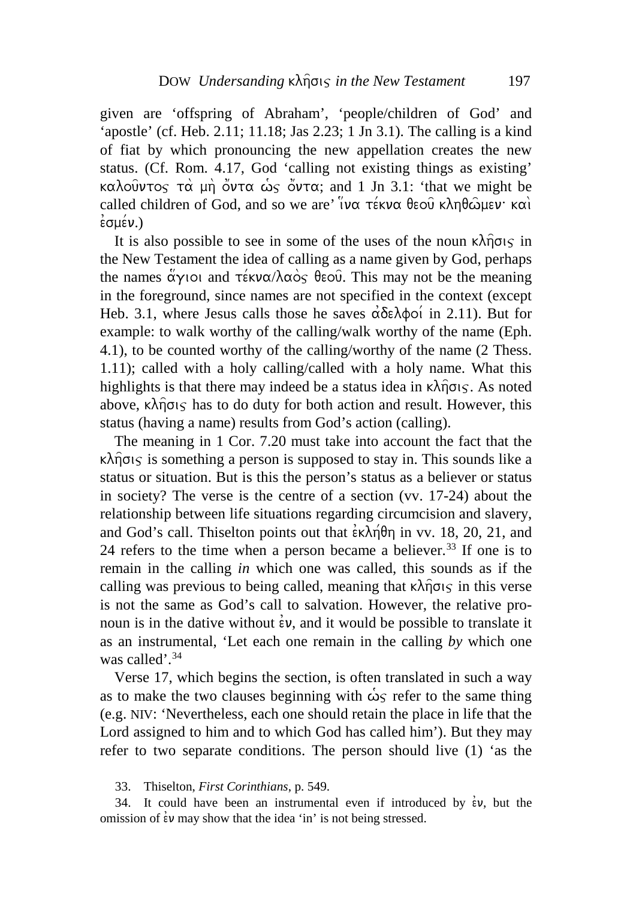given are 'offspring of Abraham', 'people/children of God' and 'apostle' (cf. Heb. 2.11; 11.18; Jas 2.23; 1 Jn 3.1). The calling is a kind of fiat by which pronouncing the new appellation creates the new status. (Cf. Rom. 4.17, God 'calling not existing things as existing' καλοῦντος τὰ μὴ ὄντα ὡς ὄντα; and 1 Jn 3.1: 'that we might be called children of God, and so we are' ἵνα τέκνα θεοῦ κληθῶμεν· καὶ ἐσμέν.)

It is also possible to see in some of the uses of the noun κλῆσις in the New Testament the idea of calling as a name given by God, perhaps the names ἅγιοι and τέκνα/λαὸς θεοῦ. This may not be the meaning in the foreground, since names are not specified in the context (except Heb. 3.1, where Jesus calls those he saves ἀδελφοί in 2.11). But for example: to walk worthy of the calling/walk worthy of the name (Eph. 4.1), to be counted worthy of the calling/worthy of the name (2 Thess. 1.11); called with a holy calling/called with a holy name. What this highlights is that there may indeed be a status idea in κλῆσις. As noted above, κλῆσις has to do duty for both action and result. However, this status (having a name) results from God's action (calling).

The meaning in 1 Cor. 7.20 must take into account the fact that the κλῆσις is something a person is supposed to stay in. This sounds like a status or situation. But is this the person's status as a believer or status in society? The verse is the centre of a section (vv. 17-24) about the relationship between life situations regarding circumcision and slavery, and God's call. Thiselton points out that ἐκλήθη in vv. 18, 20, 21, and 24 refers to the time when a person became a believer.[33] If one is to remain in the calling *in* which one was called, this sounds as if the calling was previous to being called, meaning that κλῆσις in this verse is not the same as God's call to salvation. However, the relative pronoun is in the dative without ἐν, and it would be possible to translate it as an instrumental, 'Let each one remain in the calling *by* which one was called'.[34]

Verse 17, which begins the section, is often translated in such a way as to make the two clauses beginning with ὡς refer to the same thing (e.g. NIV: 'Nevertheless, each one should retain the place in life that the Lord assigned to him and to which God has called him'). But they may refer to two separate conditions. The person should live (1) 'as the

33. Thiselton, *First Corinthians*, p. 549.

34. It could have been an instrumental even if introduced by ἐν, but the omission of ἐν may show that the idea 'in' is not being stressed.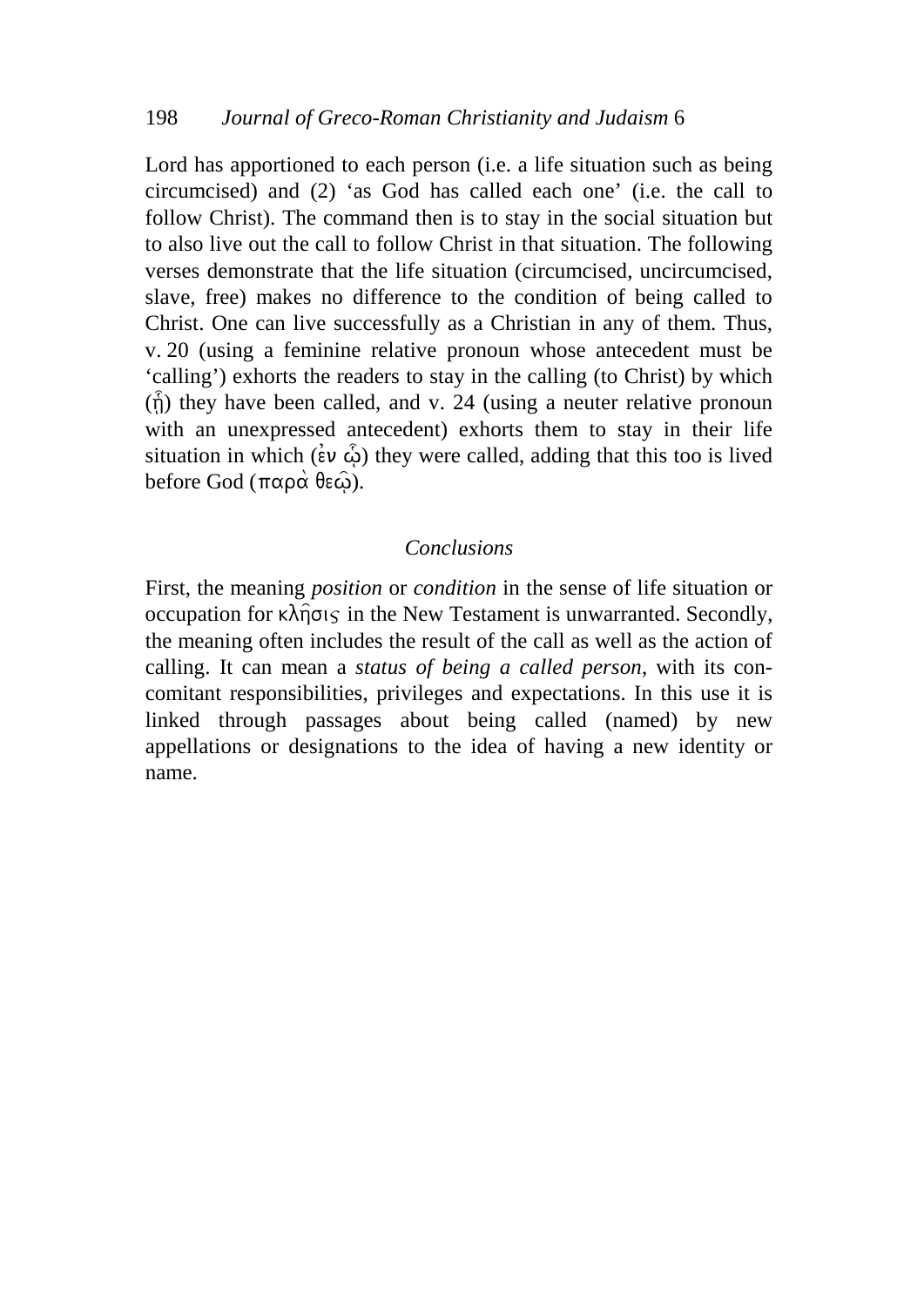Lord has apportioned to each person (i.e. a life situation such as being circumcised) and (2) 'as God has called each one' (i.e. the call to follow Christ). The command then is to stay in the social situation but to also live out the call to follow Christ in that situation. The following verses demonstrate that the life situation (circumcised, uncircumcised, slave, free) makes no difference to the condition of being called to Christ. One can live successfully as a Christian in any of them. Thus, v. 20 (using a feminine relative pronoun whose antecedent must be 'calling') exhorts the readers to stay in the calling (to Christ) by which (ᾗ) they have been called, and v. 24 (using a neuter relative pronoun with an unexpressed antecedent) exhorts them to stay in their life situation in which (ἐν ᾧ) they were called, adding that this too is lived before God (παρὰ θεῷ).

## Conclusions

First, the meaning *position* or *condition* in the sense of life situation or occupation for κλῆσις in the New Testament is unwarranted. Secondly, the meaning often includes the result of the call as well as the action of calling. It can mean a *status of being a called person*, with its concomitant responsibilities, privileges and expectations. In this use it is linked through passages about being called (named) by new appellations or designations to the idea of having a new identity or name.